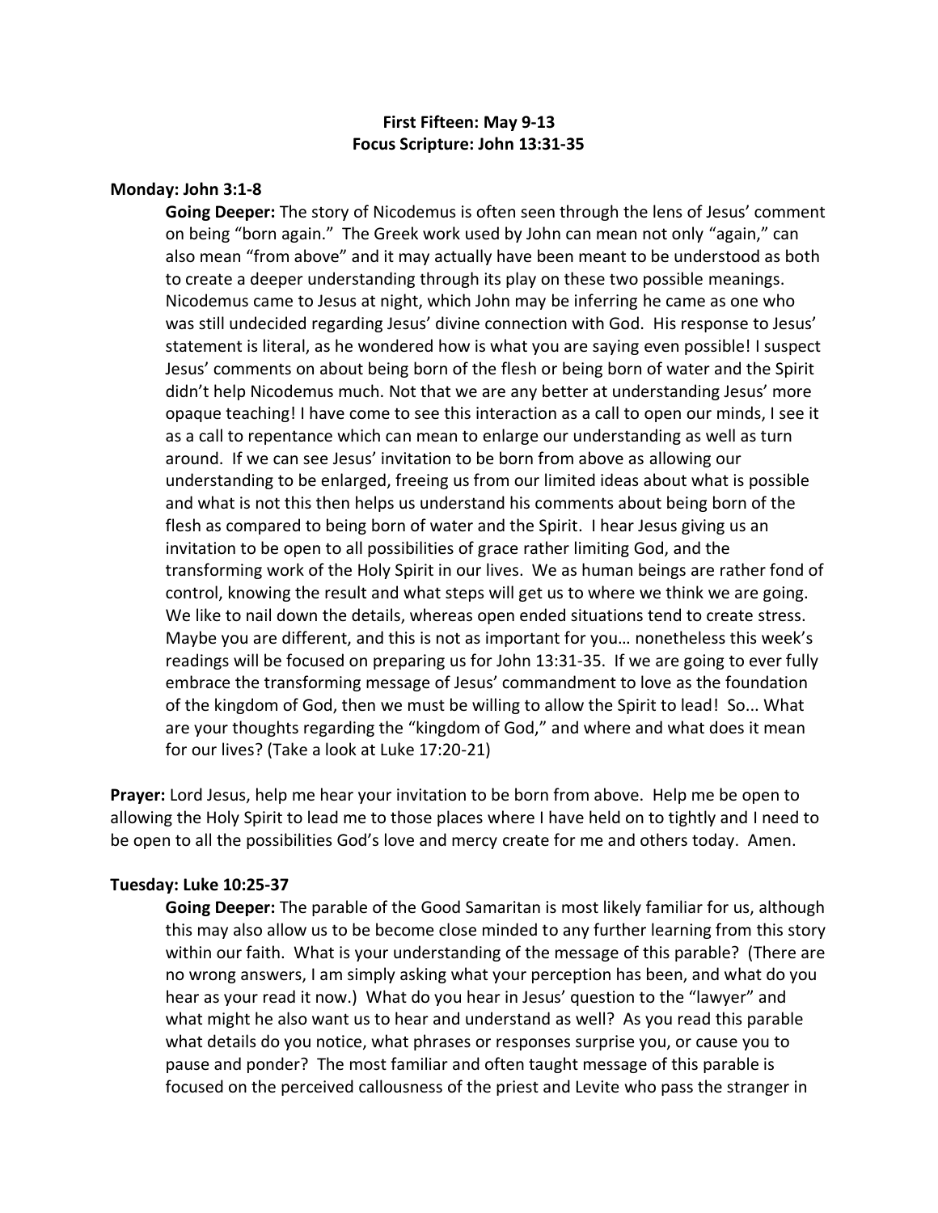**First Fifteen: May 9-13**
**Focus Scripture: John 13:31-35**

**Monday: John 3:1-8**

**Going Deeper:** The story of Nicodemus is often seen through the lens of Jesus' comment on being "born again." The Greek work used by John can mean not only "again," can also mean "from above" and it may actually have been meant to be understood as both to create a deeper understanding through its play on these two possible meanings. Nicodemus came to Jesus at night, which John may be inferring he came as one who was still undecided regarding Jesus' divine connection with God. His response to Jesus' statement is literal, as he wondered how is what you are saying even possible! I suspect Jesus' comments on about being born of the flesh or being born of water and the Spirit didn't help Nicodemus much. Not that we are any better at understanding Jesus' more opaque teaching! I have come to see this interaction as a call to open our minds, I see it as a call to repentance which can mean to enlarge our understanding as well as turn around. If we can see Jesus' invitation to be born from above as allowing our understanding to be enlarged, freeing us from our limited ideas about what is possible and what is not this then helps us understand his comments about being born of the flesh as compared to being born of water and the Spirit. I hear Jesus giving us an invitation to be open to all possibilities of grace rather limiting God, and the transforming work of the Holy Spirit in our lives. We as human beings are rather fond of control, knowing the result and what steps will get us to where we think we are going. We like to nail down the details, whereas open ended situations tend to create stress. Maybe you are different, and this is not as important for you… nonetheless this week's readings will be focused on preparing us for John 13:31-35. If we are going to ever fully embrace the transforming message of Jesus' commandment to love as the foundation of the kingdom of God, then we must be willing to allow the Spirit to lead! So... What are your thoughts regarding the "kingdom of God," and where and what does it mean for our lives? (Take a look at Luke 17:20-21)

**Prayer:** Lord Jesus, help me hear your invitation to be born from above. Help me be open to allowing the Holy Spirit to lead me to those places where I have held on to tightly and I need to be open to all the possibilities God's love and mercy create for me and others today. Amen.

**Tuesday: Luke 10:25-37**

**Going Deeper:** The parable of the Good Samaritan is most likely familiar for us, although this may also allow us to be become close minded to any further learning from this story within our faith. What is your understanding of the message of this parable? (There are no wrong answers, I am simply asking what your perception has been, and what do you hear as your read it now.) What do you hear in Jesus' question to the "lawyer" and what might he also want us to hear and understand as well? As you read this parable what details do you notice, what phrases or responses surprise you, or cause you to pause and ponder? The most familiar and often taught message of this parable is focused on the perceived callousness of the priest and Levite who pass the stranger in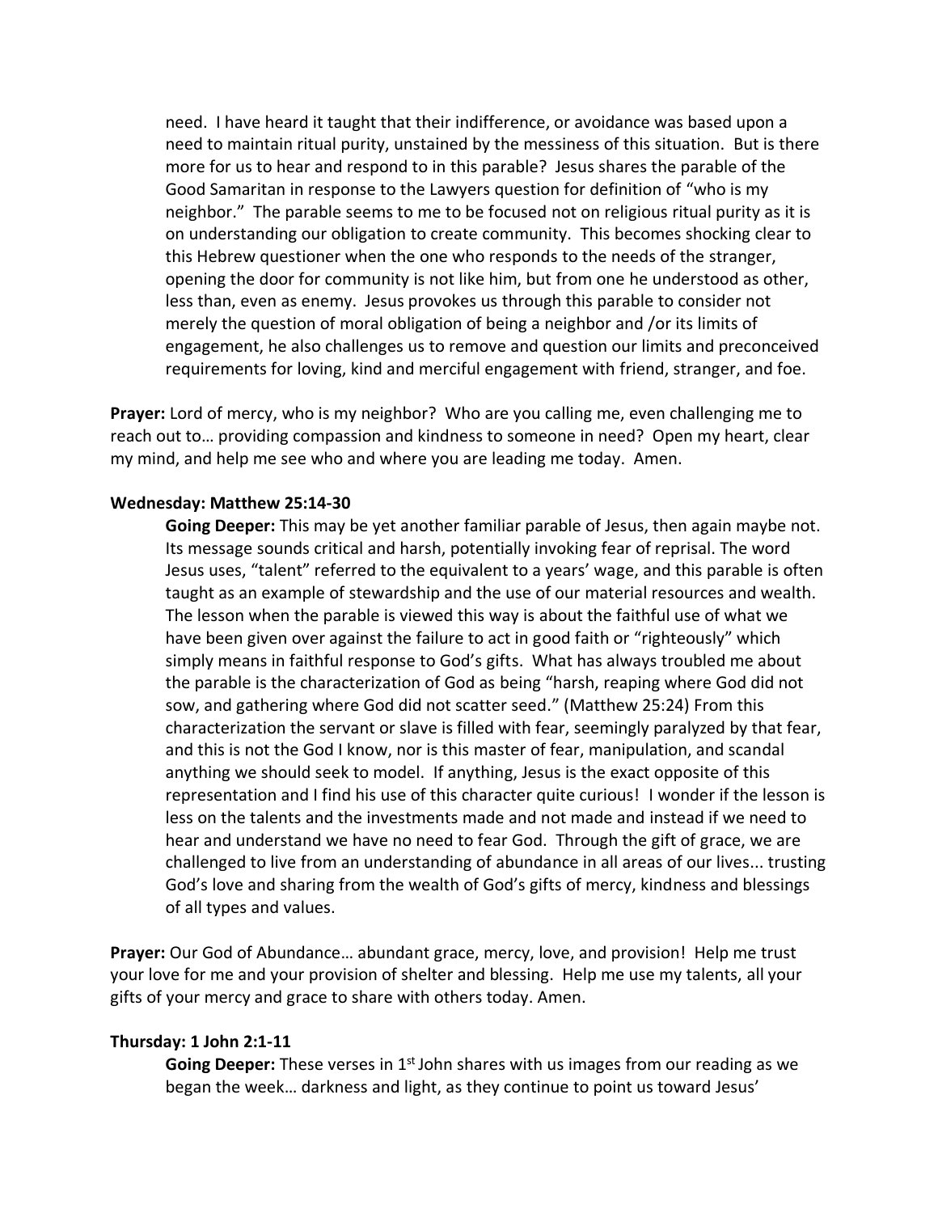need. I have heard it taught that their indifference, or avoidance was based upon a need to maintain ritual purity, unstained by the messiness of this situation. But is there more for us to hear and respond to in this parable? Jesus shares the parable of the Good Samaritan in response to the Lawyers question for definition of "who is my neighbor." The parable seems to me to be focused not on religious ritual purity as it is on understanding our obligation to create community. This becomes shocking clear to this Hebrew questioner when the one who responds to the needs of the stranger, opening the door for community is not like him, but from one he understood as other, less than, even as enemy. Jesus provokes us through this parable to consider not merely the question of moral obligation of being a neighbor and /or its limits of engagement, he also challenges us to remove and question our limits and preconceived requirements for loving, kind and merciful engagement with friend, stranger, and foe.

**Prayer:** Lord of mercy, who is my neighbor? Who are you calling me, even challenging me to reach out to… providing compassion and kindness to someone in need? Open my heart, clear my mind, and help me see who and where you are leading me today. Amen.

**Wednesday: Matthew 25:14-30**

**Going Deeper:** This may be yet another familiar parable of Jesus, then again maybe not. Its message sounds critical and harsh, potentially invoking fear of reprisal. The word Jesus uses, "talent" referred to the equivalent to a years' wage, and this parable is often taught as an example of stewardship and the use of our material resources and wealth. The lesson when the parable is viewed this way is about the faithful use of what we have been given over against the failure to act in good faith or "righteously" which simply means in faithful response to God's gifts. What has always troubled me about the parable is the characterization of God as being "harsh, reaping where God did not sow, and gathering where God did not scatter seed." (Matthew 25:24) From this characterization the servant or slave is filled with fear, seemingly paralyzed by that fear, and this is not the God I know, nor is this master of fear, manipulation, and scandal anything we should seek to model. If anything, Jesus is the exact opposite of this representation and I find his use of this character quite curious! I wonder if the lesson is less on the talents and the investments made and not made and instead if we need to hear and understand we have no need to fear God. Through the gift of grace, we are challenged to live from an understanding of abundance in all areas of our lives... trusting God's love and sharing from the wealth of God's gifts of mercy, kindness and blessings of all types and values.

**Prayer:** Our God of Abundance… abundant grace, mercy, love, and provision! Help me trust your love for me and your provision of shelter and blessing. Help me use my talents, all your gifts of your mercy and grace to share with others today. Amen.

**Thursday: 1 John 2:1-11**

**Going Deeper:** These verses in 1st John shares with us images from our reading as we began the week… darkness and light, as they continue to point us toward Jesus'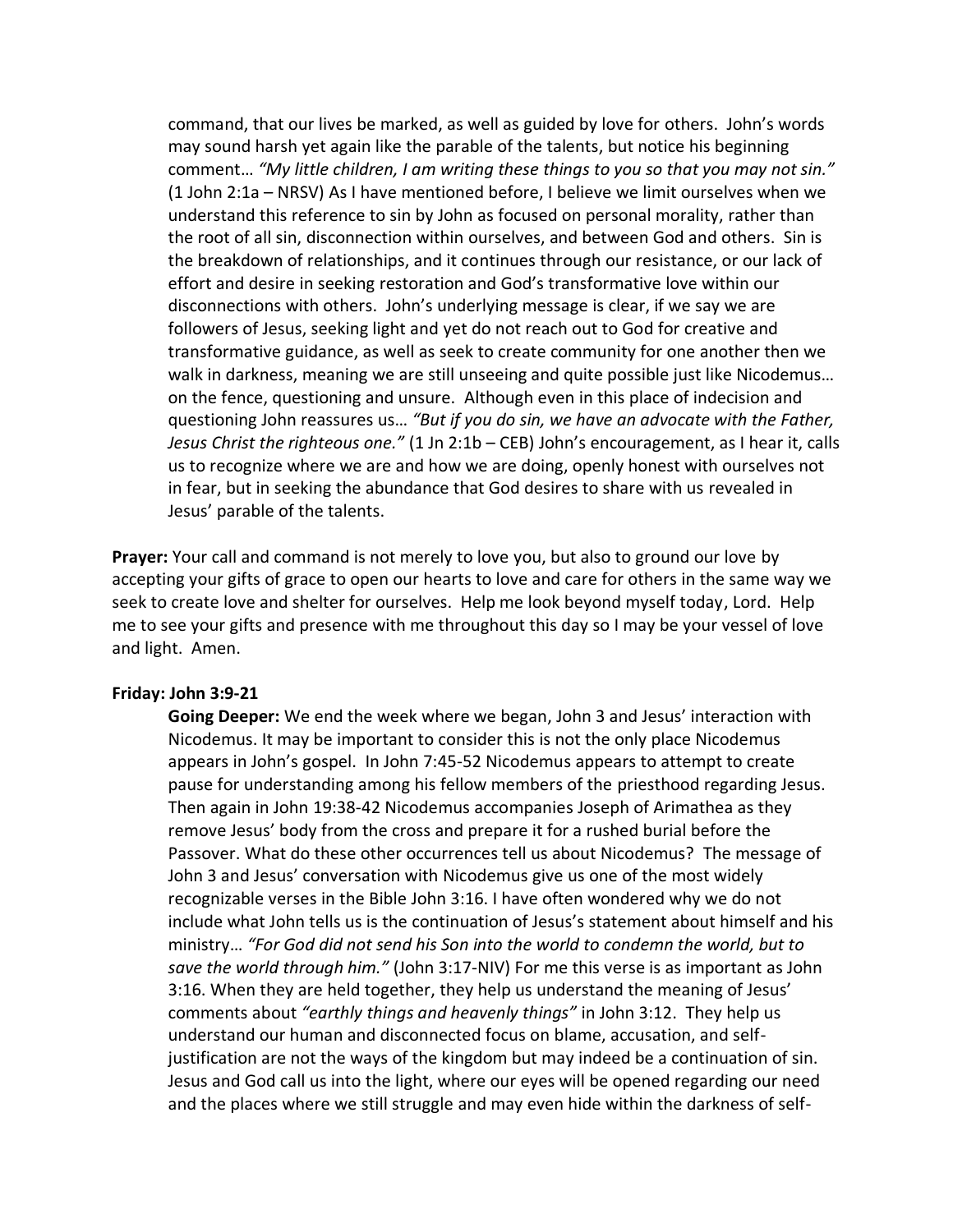command, that our lives be marked, as well as guided by love for others. John's words may sound harsh yet again like the parable of the talents, but notice his beginning comment… *"My little children, I am writing these things to you so that you may not sin."* (1 John 2:1a – NRSV) As I have mentioned before, I believe we limit ourselves when we understand this reference to sin by John as focused on personal morality, rather than the root of all sin, disconnection within ourselves, and between God and others. Sin is the breakdown of relationships, and it continues through our resistance, or our lack of effort and desire in seeking restoration and God's transformative love within our disconnections with others. John's underlying message is clear, if we say we are followers of Jesus, seeking light and yet do not reach out to God for creative and transformative guidance, as well as seek to create community for one another then we walk in darkness, meaning we are still unseeing and quite possible just like Nicodemus… on the fence, questioning and unsure. Although even in this place of indecision and questioning John reassures us… *"But if you do sin, we have an advocate with the Father, Jesus Christ the righteous one."* (1 Jn 2:1b – CEB) John's encouragement, as I hear it, calls us to recognize where we are and how we are doing, openly honest with ourselves not in fear, but in seeking the abundance that God desires to share with us revealed in Jesus' parable of the talents.

**Prayer:** Your call and command is not merely to love you, but also to ground our love by accepting your gifts of grace to open our hearts to love and care for others in the same way we seek to create love and shelter for ourselves. Help me look beyond myself today, Lord. Help me to see your gifts and presence with me throughout this day so I may be your vessel of love and light. Amen.

**Friday: John 3:9-21**

**Going Deeper:** We end the week where we began, John 3 and Jesus' interaction with Nicodemus. It may be important to consider this is not the only place Nicodemus appears in John's gospel. In John 7:45-52 Nicodemus appears to attempt to create pause for understanding among his fellow members of the priesthood regarding Jesus. Then again in John 19:38-42 Nicodemus accompanies Joseph of Arimathea as they remove Jesus' body from the cross and prepare it for a rushed burial before the Passover. What do these other occurrences tell us about Nicodemus? The message of John 3 and Jesus' conversation with Nicodemus give us one of the most widely recognizable verses in the Bible John 3:16. I have often wondered why we do not include what John tells us is the continuation of Jesus's statement about himself and his ministry… *"For God did not send his Son into the world to condemn the world, but to save the world through him."* (John 3:17-NIV) For me this verse is as important as John 3:16. When they are held together, they help us understand the meaning of Jesus' comments about *"earthly things and heavenly things"* in John 3:12. They help us understand our human and disconnected focus on blame, accusation, and self-justification are not the ways of the kingdom but may indeed be a continuation of sin. Jesus and God call us into the light, where our eyes will be opened regarding our need and the places where we still struggle and may even hide within the darkness of self-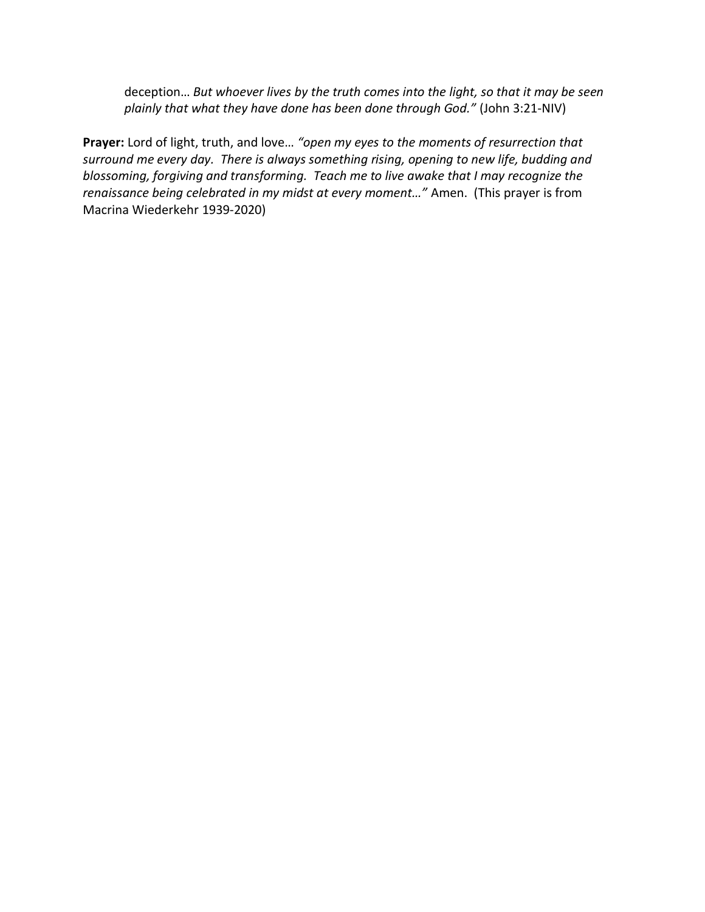deception… *But whoever lives by the truth comes into the light, so that it may be seen plainly that what they have done has been done through God."* (John 3:21-NIV)

**Prayer:** Lord of light, truth, and love… *"open my eyes to the moments of resurrection that surround me every day. There is always something rising, opening to new life, budding and blossoming, forgiving and transforming. Teach me to live awake that I may recognize the renaissance being celebrated in my midst at every moment…"* Amen. (This prayer is from Macrina Wiederkehr 1939-2020)